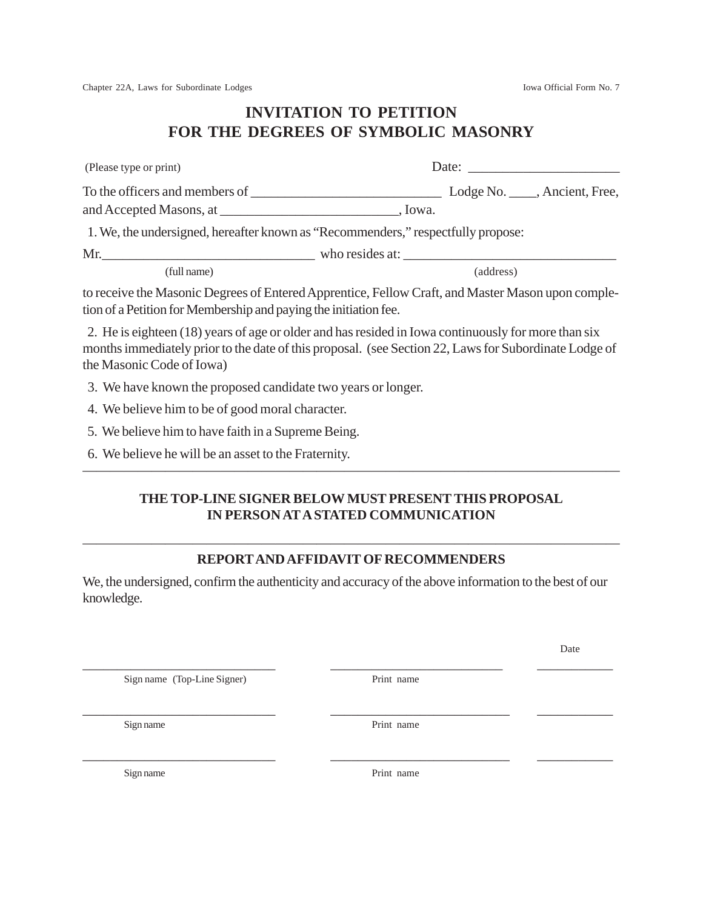# INVITATION TO PETITION
# FOR THE DEGREES OF SYMBOLIC MASONRY

(Please type or print) Date: ______________________

To the officers and members of ____________________________ Lodge No. ____, Ancient, Free, and Accepted Masons, at __________________________, Iowa.

1. We, the undersigned, hereafter known as "Recommenders," respectfully propose:

Mr.________________________________ who resides at: _________________________________
(full name) (address)

to receive the Masonic Degrees of Entered Apprentice, Fellow Craft, and Master Mason upon completion of a Petition for Membership and paying the initiation fee.

2. He is eighteen (18) years of age or older and has resided in Iowa continuously for more than six months immediately prior to the date of this proposal. (see Section 22, Laws for Subordinate Lodge of the Masonic Code of Iowa)

3. We have known the proposed candidate two years or longer.

4. We believe him to be of good moral character.

5. We believe him to have faith in a Supreme Being.

6. We believe he will be an asset to the Fraternity.

---

**THE TOP-LINE SIGNER BELOW MUST PRESENT THIS PROPOSAL IN PERSON AT A STATED COMMUNICATION**

---

## REPORT AND AFFIDAVIT OF RECOMMENDERS

We, the undersigned, confirm the authenticity and accuracy of the above information to the best of our knowledge.

| | | Date |
|---|---|---|
| ________________________________ | ________________________________ | _____________ |
| Sign name (Top-Line Signer) | Print name | |
| ________________________________ | ________________________________ | _____________ |
| Sign name | Print name | |
| ________________________________ | ________________________________ | _____________ |
| Sign name | Print name | |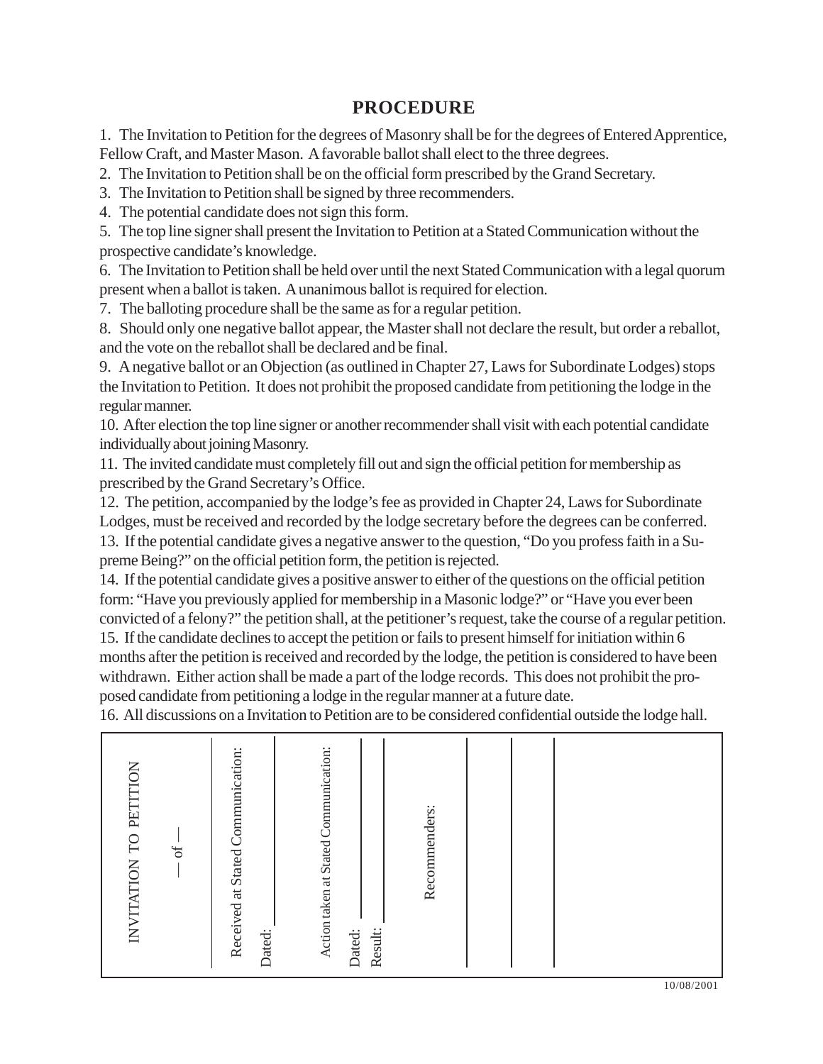# PROCEDURE

1. The Invitation to Petition for the degrees of Masonry shall be for the degrees of Entered Apprentice, Fellow Craft, and Master Mason. A favorable ballot shall elect to the three degrees.
2. The Invitation to Petition shall be on the official form prescribed by the Grand Secretary.
3. The Invitation to Petition shall be signed by three recommenders.
4. The potential candidate does not sign this form.
5. The top line signer shall present the Invitation to Petition at a Stated Communication without the prospective candidate's knowledge.
6. The Invitation to Petition shall be held over until the next Stated Communication with a legal quorum present when a ballot is taken. A unanimous ballot is required for election.
7. The balloting procedure shall be the same as for a regular petition.
8. Should only one negative ballot appear, the Master shall not declare the result, but order a reballot, and the vote on the reballot shall be declared and be final.
9. A negative ballot or an Objection (as outlined in Chapter 27, Laws for Subordinate Lodges) stops the Invitation to Petition. It does not prohibit the proposed candidate from petitioning the lodge in the regular manner.
10. After election the top line signer or another recommender shall visit with each potential candidate individually about joining Masonry.
11. The invited candidate must completely fill out and sign the official petition for membership as prescribed by the Grand Secretary's Office.
12. The petition, accompanied by the lodge's fee as provided in Chapter 24, Laws for Subordinate Lodges, must be received and recorded by the lodge secretary before the degrees can be conferred.
13. If the potential candidate gives a negative answer to the question, "Do you profess faith in a Supreme Being?" on the official petition form, the petition is rejected.
14. If the potential candidate gives a positive answer to either of the questions on the official petition form: "Have you previously applied for membership in a Masonic lodge?" or "Have you ever been convicted of a felony?" the petition shall, at the petitioner's request, take the course of a regular petition.
15. If the candidate declines to accept the petition or fails to present himself for initiation within 6 months after the petition is received and recorded by the lodge, the petition is considered to have been withdrawn. Either action shall be made a part of the lodge records. This does not prohibit the proposed candidate from petitioning a lodge in the regular manner at a future date.
16. All discussions on a Invitation to Petition are to be considered confidential outside the lodge hall.

INVITATION TO PETITION

— of —

Received at Stated Communication:

Dated: ____________

Action taken at Stated Communication:

Dated: ____________

Result: ____________

Recommenders:

10/08/2001